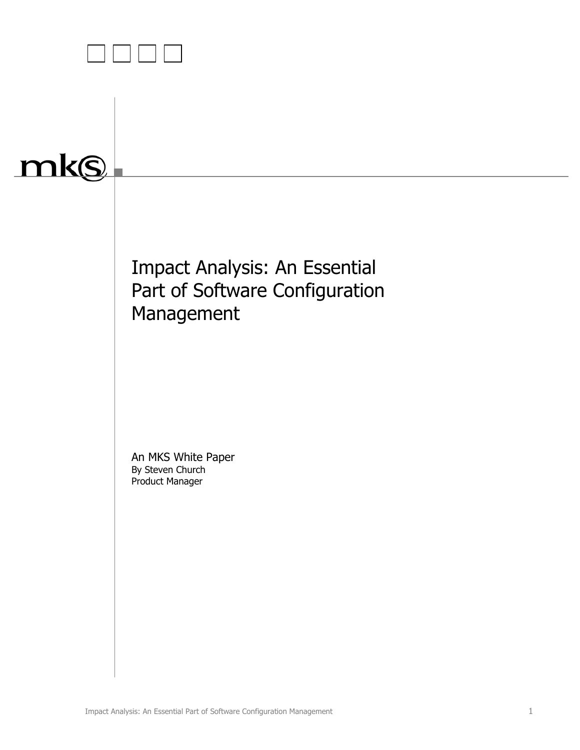mks

# Impact Analysis: An Essential Part of Software Configuration Management

An MKS White Paper
By Steven Church
Product Manager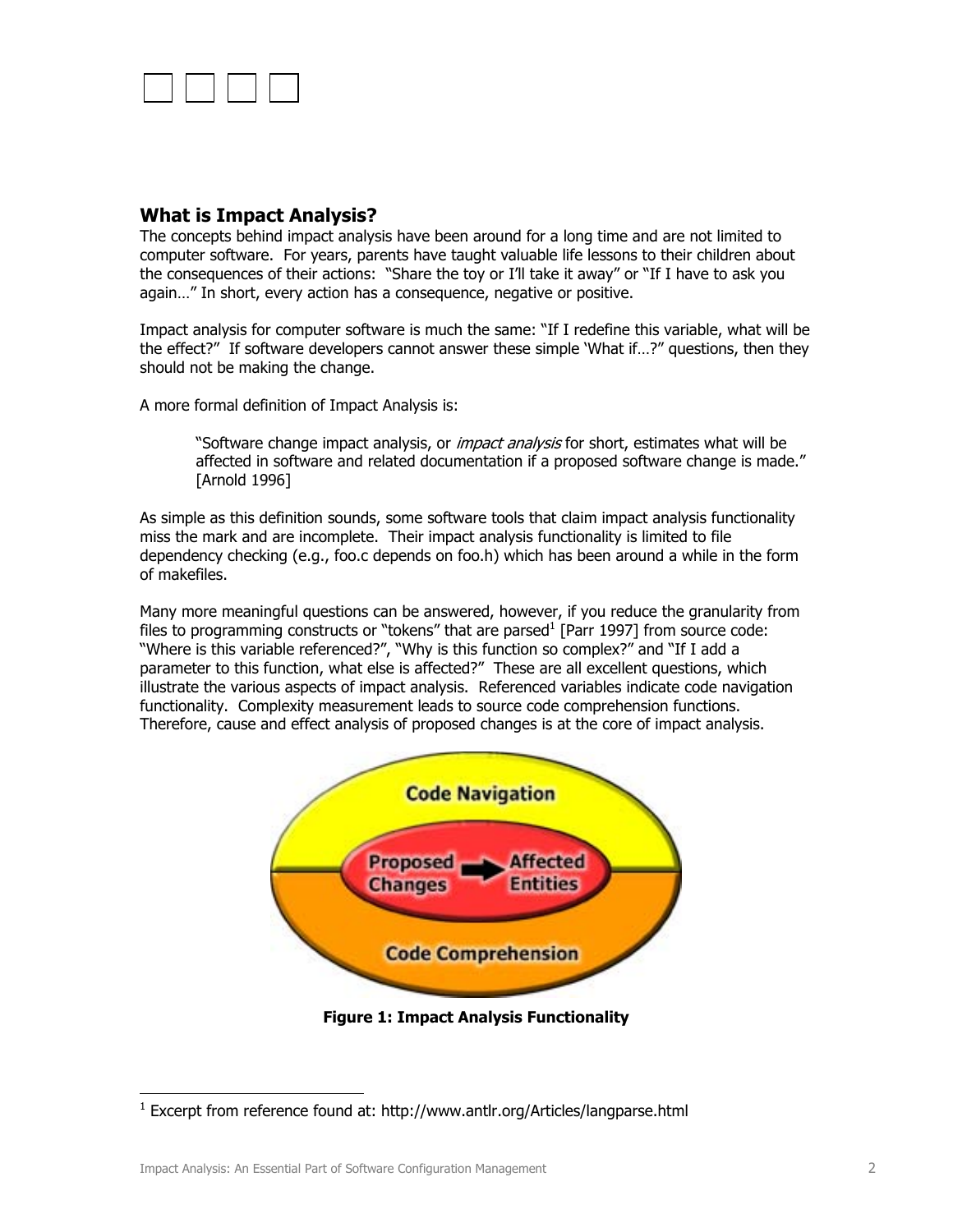## What is Impact Analysis?

The concepts behind impact analysis have been around for a long time and are not limited to computer software. For years, parents have taught valuable life lessons to their children about the consequences of their actions: "Share the toy or I'll take it away" or "If I have to ask you again…" In short, every action has a consequence, negative or positive.

Impact analysis for computer software is much the same: "If I redefine this variable, what will be the effect?" If software developers cannot answer these simple 'What if…?" questions, then they should not be making the change.

A more formal definition of Impact Analysis is:

> "Software change impact analysis, or *impact analysis* for short, estimates what will be affected in software and related documentation if a proposed software change is made." [Arnold 1996]

As simple as this definition sounds, some software tools that claim impact analysis functionality miss the mark and are incomplete. Their impact analysis functionality is limited to file dependency checking (e.g., foo.c depends on foo.h) which has been around a while in the form of makefiles.

Many more meaningful questions can be answered, however, if you reduce the granularity from files to programming constructs or "tokens" that are parsed[1] [Parr 1997] from source code: "Where is this variable referenced?", "Why is this function so complex?" and "If I add a parameter to this function, what else is affected?" These are all excellent questions, which illustrate the various aspects of impact analysis. Referenced variables indicate code navigation functionality. Complexity measurement leads to source code comprehension functions. Therefore, cause and effect analysis of proposed changes is at the core of impact analysis.

**Figure 1: Impact Analysis Functionality**

[1] Excerpt from reference found at: http://www.antlr.org/Articles/langparse.html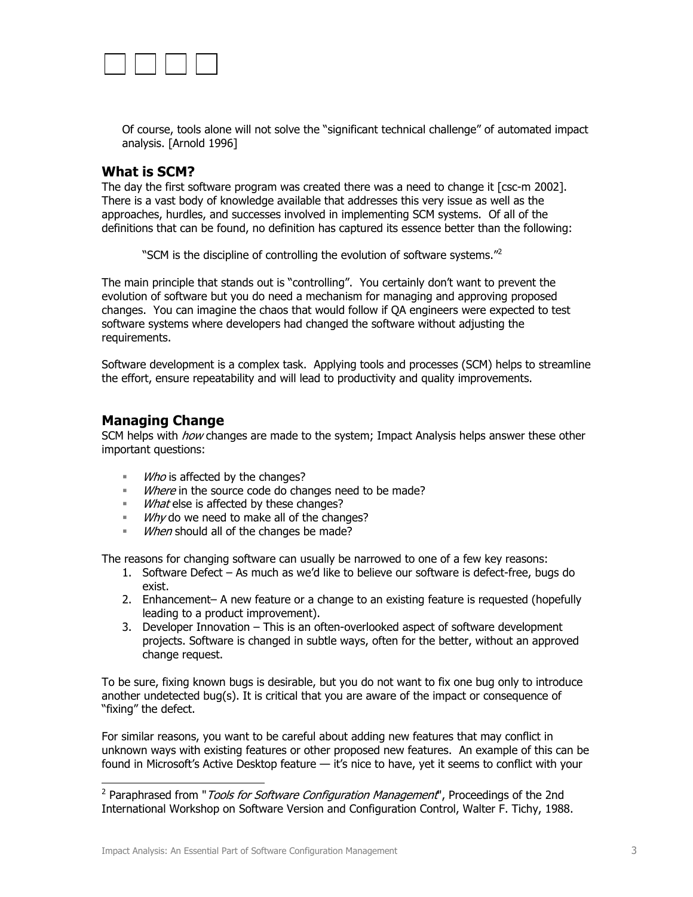Of course, tools alone will not solve the "significant technical challenge" of automated impact analysis. [Arnold 1996]

## What is SCM?

The day the first software program was created there was a need to change it [csc-m 2002]. There is a vast body of knowledge available that addresses this very issue as well as the approaches, hurdles, and successes involved in implementing SCM systems. Of all of the definitions that can be found, no definition has captured its essence better than the following:

> "SCM is the discipline of controlling the evolution of software systems."[2]

The main principle that stands out is "controlling". You certainly don't want to prevent the evolution of software but you do need a mechanism for managing and approving proposed changes. You can imagine the chaos that would follow if QA engineers were expected to test software systems where developers had changed the software without adjusting the requirements.

Software development is a complex task. Applying tools and processes (SCM) helps to streamline the effort, ensure repeatability and will lead to productivity and quality improvements.

## Managing Change

SCM helps with *how* changes are made to the system; Impact Analysis helps answer these other important questions:

- *Who* is affected by the changes?
- *Where* in the source code do changes need to be made?
- *What* else is affected by these changes?
- *Why* do we need to make all of the changes?
- *When* should all of the changes be made?

The reasons for changing software can usually be narrowed to one of a few key reasons:

1. Software Defect – As much as we'd like to believe our software is defect-free, bugs do exist.
2. Enhancement– A new feature or a change to an existing feature is requested (hopefully leading to a product improvement).
3. Developer Innovation – This is an often-overlooked aspect of software development projects. Software is changed in subtle ways, often for the better, without an approved change request.

To be sure, fixing known bugs is desirable, but you do not want to fix one bug only to introduce another undetected bug(s). It is critical that you are aware of the impact or consequence of "fixing" the defect.

For similar reasons, you want to be careful about adding new features that may conflict in unknown ways with existing features or other proposed new features. An example of this can be found in Microsoft's Active Desktop feature — it's nice to have, yet it seems to conflict with your

---

[2] Paraphrased from "*Tools for Software Configuration Management*", Proceedings of the 2nd International Workshop on Software Version and Configuration Control, Walter F. Tichy, 1988.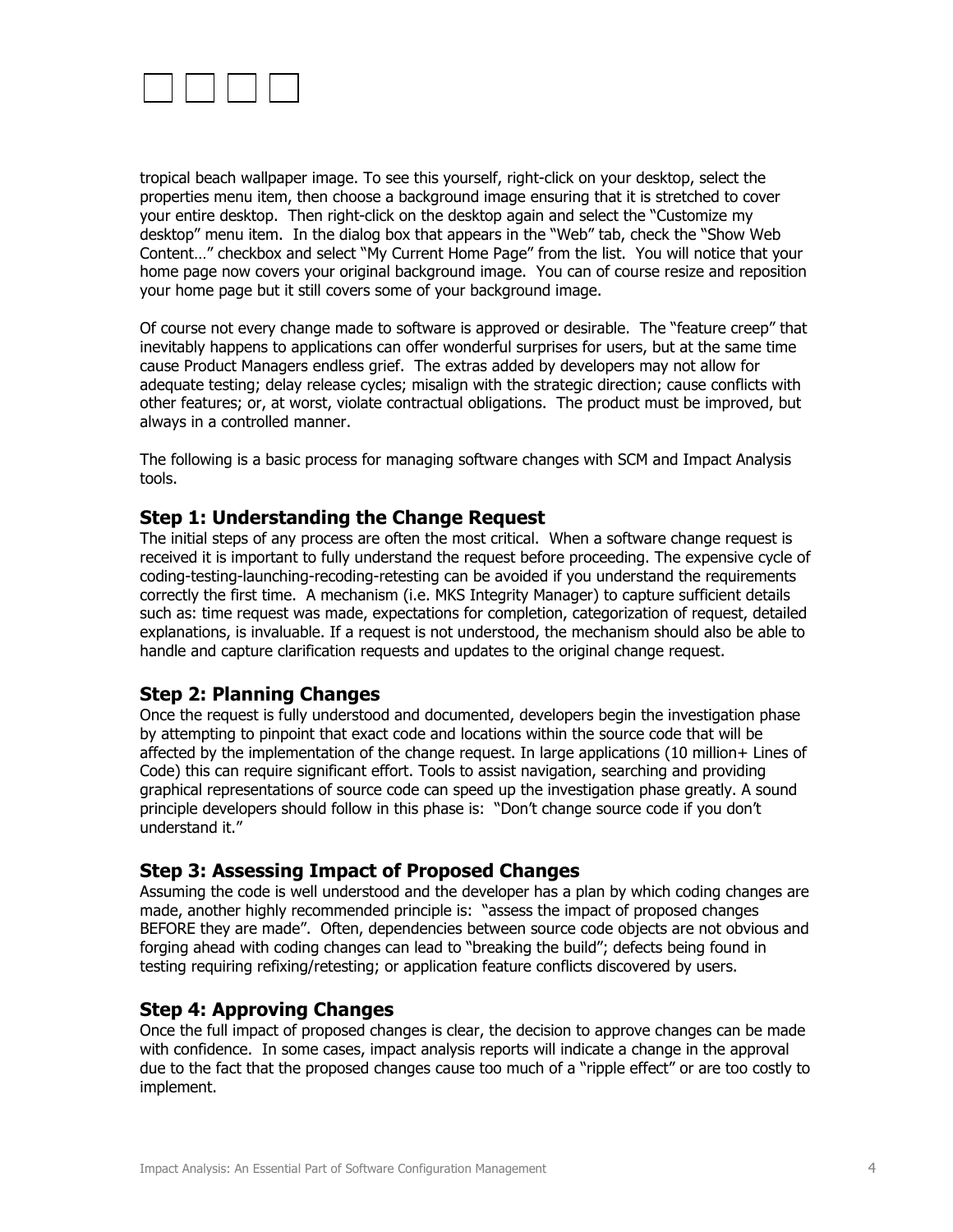tropical beach wallpaper image. To see this yourself, right-click on your desktop, select the properties menu item, then choose a background image ensuring that it is stretched to cover your entire desktop. Then right-click on the desktop again and select the "Customize my desktop" menu item. In the dialog box that appears in the "Web" tab, check the "Show Web Content…" checkbox and select "My Current Home Page" from the list. You will notice that your home page now covers your original background image. You can of course resize and reposition your home page but it still covers some of your background image.

Of course not every change made to software is approved or desirable. The "feature creep" that inevitably happens to applications can offer wonderful surprises for users, but at the same time cause Product Managers endless grief. The extras added by developers may not allow for adequate testing; delay release cycles; misalign with the strategic direction; cause conflicts with other features; or, at worst, violate contractual obligations. The product must be improved, but always in a controlled manner.

The following is a basic process for managing software changes with SCM and Impact Analysis tools.

## Step 1: Understanding the Change Request

The initial steps of any process are often the most critical. When a software change request is received it is important to fully understand the request before proceeding. The expensive cycle of coding-testing-launching-recoding-retesting can be avoided if you understand the requirements correctly the first time. A mechanism (i.e. MKS Integrity Manager) to capture sufficient details such as: time request was made, expectations for completion, categorization of request, detailed explanations, is invaluable. If a request is not understood, the mechanism should also be able to handle and capture clarification requests and updates to the original change request.

## Step 2: Planning Changes

Once the request is fully understood and documented, developers begin the investigation phase by attempting to pinpoint that exact code and locations within the source code that will be affected by the implementation of the change request. In large applications (10 million+ Lines of Code) this can require significant effort. Tools to assist navigation, searching and providing graphical representations of source code can speed up the investigation phase greatly. A sound principle developers should follow in this phase is: "Don't change source code if you don't understand it."

## Step 3: Assessing Impact of Proposed Changes

Assuming the code is well understood and the developer has a plan by which coding changes are made, another highly recommended principle is: "assess the impact of proposed changes BEFORE they are made". Often, dependencies between source code objects are not obvious and forging ahead with coding changes can lead to "breaking the build"; defects being found in testing requiring refixing/retesting; or application feature conflicts discovered by users.

## Step 4: Approving Changes

Once the full impact of proposed changes is clear, the decision to approve changes can be made with confidence. In some cases, impact analysis reports will indicate a change in the approval due to the fact that the proposed changes cause too much of a "ripple effect" or are too costly to implement.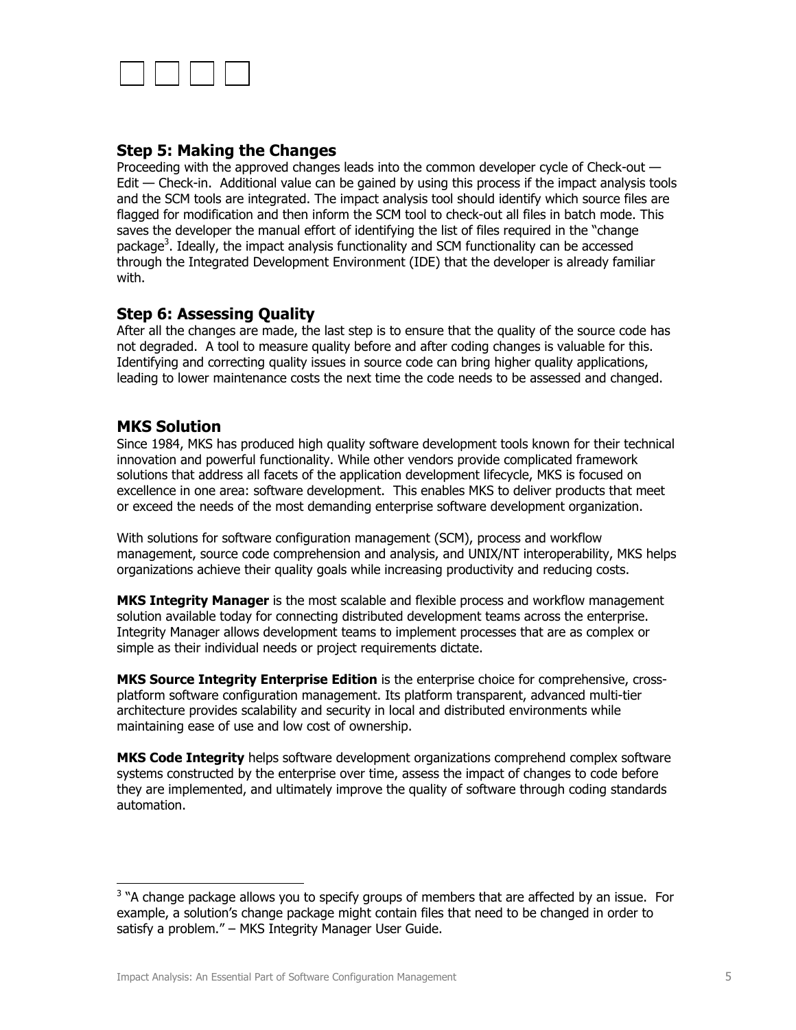## Step 5: Making the Changes

Proceeding with the approved changes leads into the common developer cycle of Check-out — Edit — Check-in. Additional value can be gained by using this process if the impact analysis tools and the SCM tools are integrated. The impact analysis tool should identify which source files are flagged for modification and then inform the SCM tool to check-out all files in batch mode. This saves the developer the manual effort of identifying the list of files required in the "change package[3]. Ideally, the impact analysis functionality and SCM functionality can be accessed through the Integrated Development Environment (IDE) that the developer is already familiar with.

## Step 6: Assessing Quality

After all the changes are made, the last step is to ensure that the quality of the source code has not degraded. A tool to measure quality before and after coding changes is valuable for this. Identifying and correcting quality issues in source code can bring higher quality applications, leading to lower maintenance costs the next time the code needs to be assessed and changed.

## MKS Solution

Since 1984, MKS has produced high quality software development tools known for their technical innovation and powerful functionality. While other vendors provide complicated framework solutions that address all facets of the application development lifecycle, MKS is focused on excellence in one area: software development. This enables MKS to deliver products that meet or exceed the needs of the most demanding enterprise software development organization.

With solutions for software configuration management (SCM), process and workflow management, source code comprehension and analysis, and UNIX/NT interoperability, MKS helps organizations achieve their quality goals while increasing productivity and reducing costs.

**MKS Integrity Manager** is the most scalable and flexible process and workflow management solution available today for connecting distributed development teams across the enterprise. Integrity Manager allows development teams to implement processes that are as complex or simple as their individual needs or project requirements dictate.

**MKS Source Integrity Enterprise Edition** is the enterprise choice for comprehensive, cross-platform software configuration management. Its platform transparent, advanced multi-tier architecture provides scalability and security in local and distributed environments while maintaining ease of use and low cost of ownership.

**MKS Code Integrity** helps software development organizations comprehend complex software systems constructed by the enterprise over time, assess the impact of changes to code before they are implemented, and ultimately improve the quality of software through coding standards automation.

---

[3] "A change package allows you to specify groups of members that are affected by an issue. For example, a solution's change package might contain files that need to be changed in order to satisfy a problem." – MKS Integrity Manager User Guide.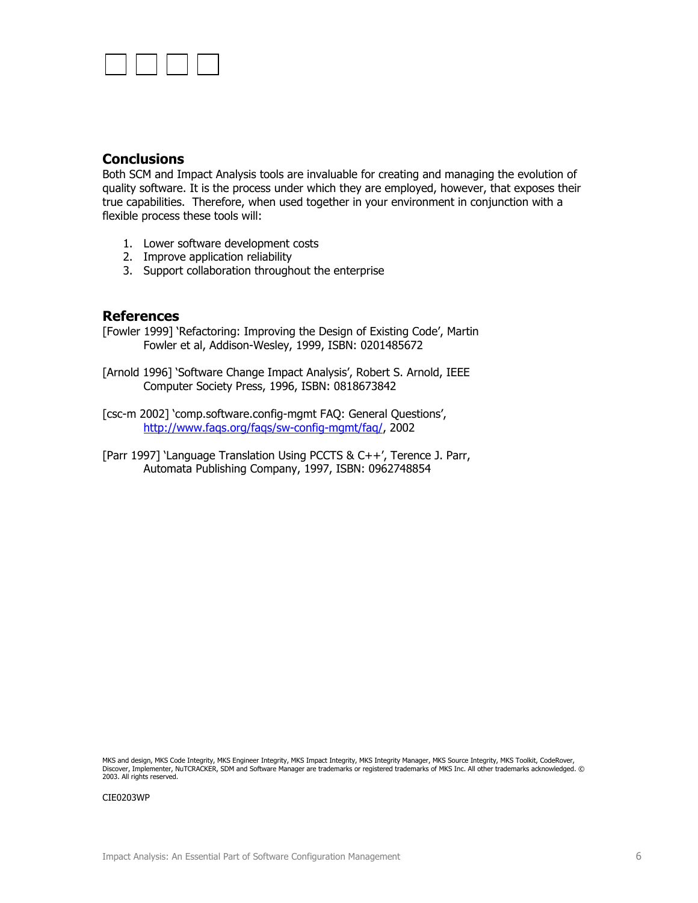## Conclusions

Both SCM and Impact Analysis tools are invaluable for creating and managing the evolution of quality software. It is the process under which they are employed, however, that exposes their true capabilities. Therefore, when used together in your environment in conjunction with a flexible process these tools will:

1. Lower software development costs
2. Improve application reliability
3. Support collaboration throughout the enterprise

## References

[Fowler 1999] 'Refactoring: Improving the Design of Existing Code', Martin Fowler et al, Addison-Wesley, 1999, ISBN: 0201485672

[Arnold 1996] 'Software Change Impact Analysis', Robert S. Arnold, IEEE Computer Society Press, 1996, ISBN: 0818673842

[csc-m 2002] 'comp.software.config-mgmt FAQ: General Questions', http://www.faqs.org/faqs/sw-config-mgmt/faq/, 2002

[Parr 1997] 'Language Translation Using PCCTS & C++', Terence J. Parr, Automata Publishing Company, 1997, ISBN: 0962748854

MKS and design, MKS Code Integrity, MKS Engineer Integrity, MKS Impact Integrity, MKS Integrity Manager, MKS Source Integrity, MKS Toolkit, CodeRover, Discover, Implementer, NuTCRACKER, SDM and Software Manager are trademarks or registered trademarks of MKS Inc. All other trademarks acknowledged. © 2003. All rights reserved.

CIE0203WP